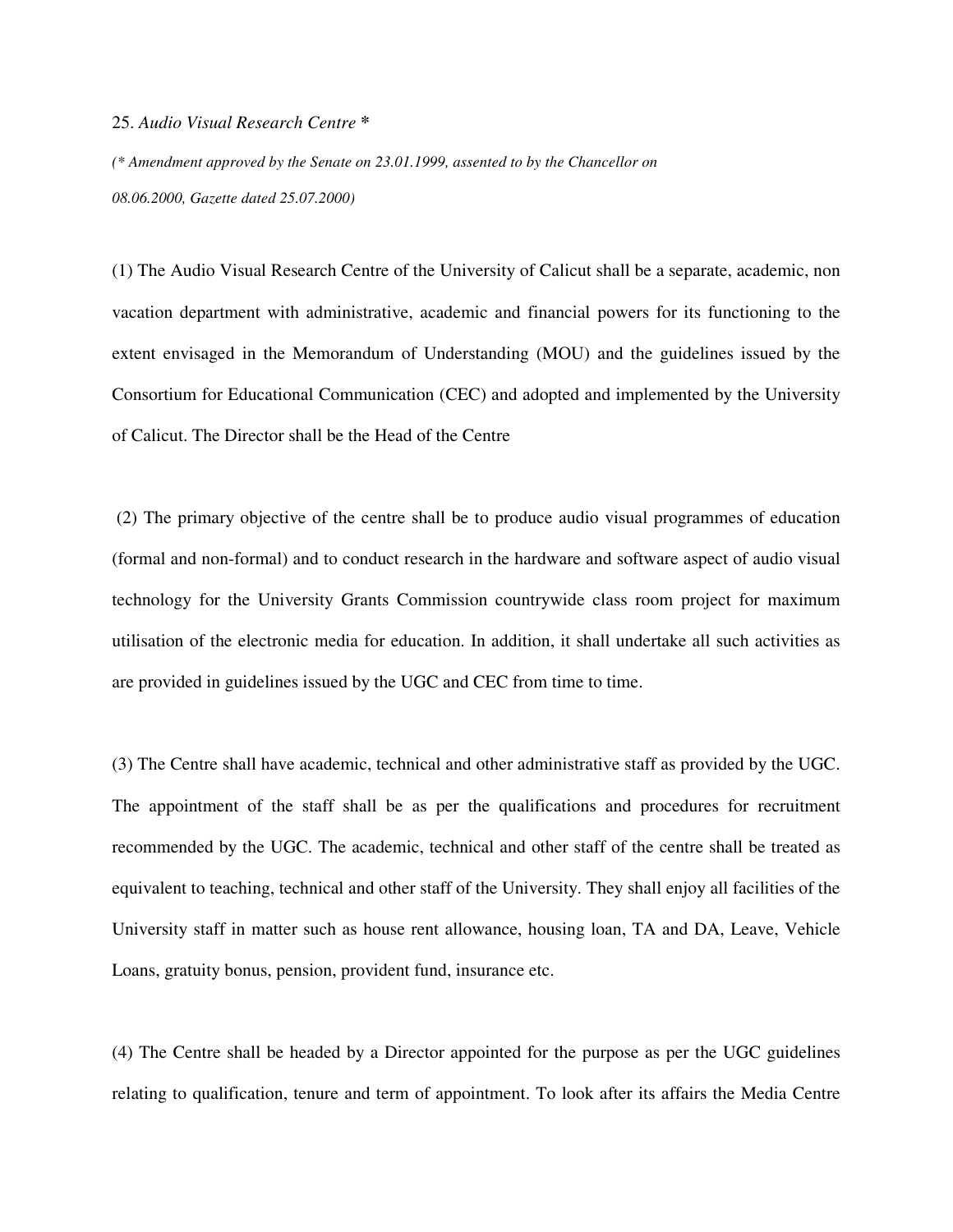25. *Audio Visual Research Centre* *

*(* Amendment approved by the Senate on 23.01.1999, assented to by the Chancellor on 08.06.2000, Gazette dated 25.07.2000)*

(1) The Audio Visual Research Centre of the University of Calicut shall be a separate, academic, non vacation department with administrative, academic and financial powers for its functioning to the extent envisaged in the Memorandum of Understanding (MOU) and the guidelines issued by the Consortium for Educational Communication (CEC) and adopted and implemented by the University of Calicut. The Director shall be the Head of the Centre

(2) The primary objective of the centre shall be to produce audio visual programmes of education (formal and non-formal) and to conduct research in the hardware and software aspect of audio visual technology for the University Grants Commission countrywide class room project for maximum utilisation of the electronic media for education. In addition, it shall undertake all such activities as are provided in guidelines issued by the UGC and CEC from time to time.

(3) The Centre shall have academic, technical and other administrative staff as provided by the UGC. The appointment of the staff shall be as per the qualifications and procedures for recruitment recommended by the UGC. The academic, technical and other staff of the centre shall be treated as equivalent to teaching, technical and other staff of the University. They shall enjoy all facilities of the University staff in matter such as house rent allowance, housing loan, TA and DA, Leave, Vehicle Loans, gratuity bonus, pension, provident fund, insurance etc.

(4) The Centre shall be headed by a Director appointed for the purpose as per the UGC guidelines relating to qualification, tenure and term of appointment. To look after its affairs the Media Centre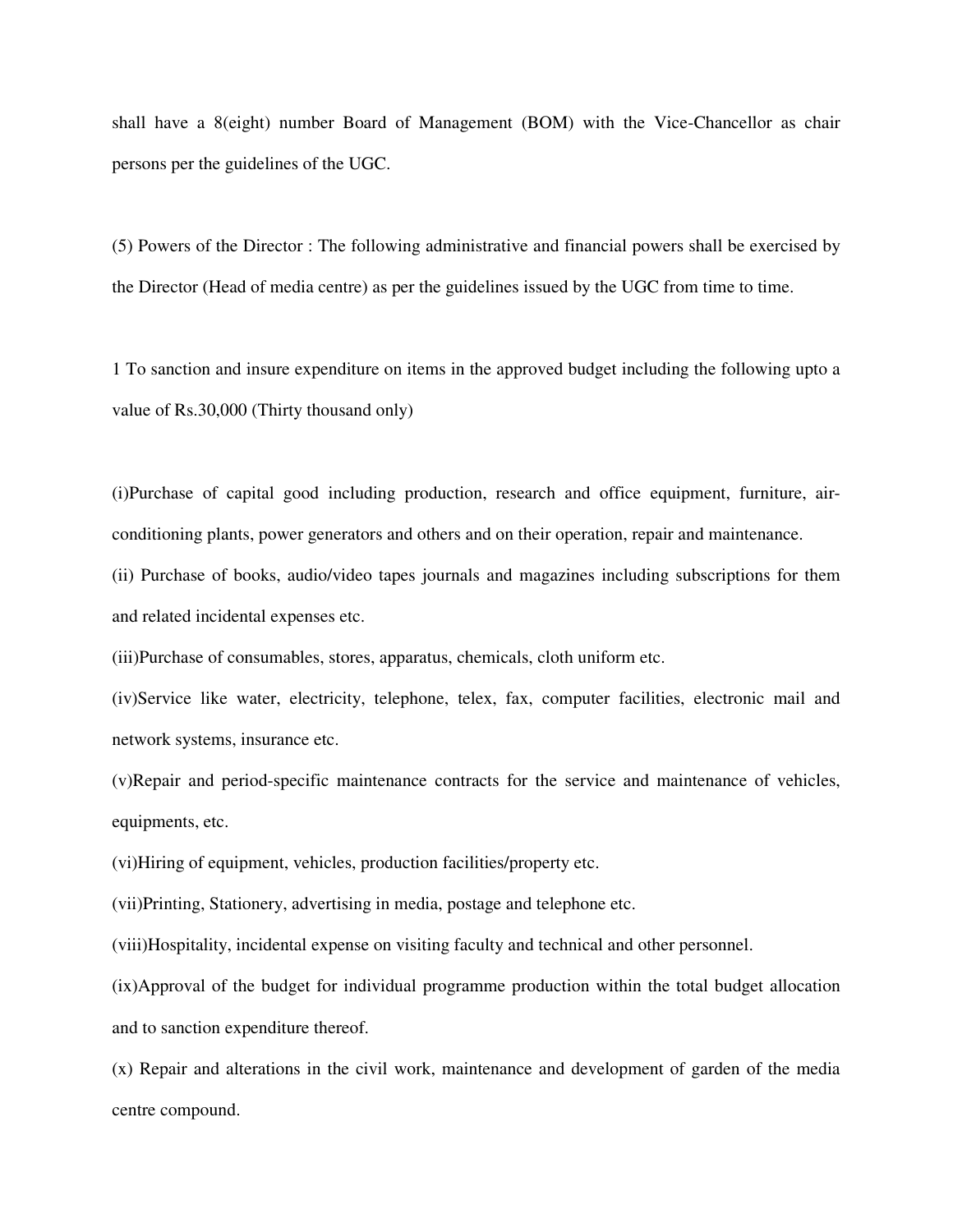shall have a 8(eight) number Board of Management (BOM) with the Vice-Chancellor as chair persons per the guidelines of the UGC.

(5) Powers of the Director : The following administrative and financial powers shall be exercised by the Director (Head of media centre) as per the guidelines issued by the UGC from time to time.

1 To sanction and insure expenditure on items in the approved budget including the following upto a value of Rs.30,000 (Thirty thousand only)

(i)Purchase of capital good including production, research and office equipment, furniture, air-conditioning plants, power generators and others and on their operation, repair and maintenance.

(ii) Purchase of books, audio/video tapes journals and magazines including subscriptions for them and related incidental expenses etc.

(iii)Purchase of consumables, stores, apparatus, chemicals, cloth uniform etc.

(iv)Service like water, electricity, telephone, telex, fax, computer facilities, electronic mail and network systems, insurance etc.

(v)Repair and period-specific maintenance contracts for the service and maintenance of vehicles, equipments, etc.

(vi)Hiring of equipment, vehicles, production facilities/property etc.

(vii)Printing, Stationery, advertising in media, postage and telephone etc.

(viii)Hospitality, incidental expense on visiting faculty and technical and other personnel.

(ix)Approval of the budget for individual programme production within the total budget allocation and to sanction expenditure thereof.

(x) Repair and alterations in the civil work, maintenance and development of garden of the media centre compound.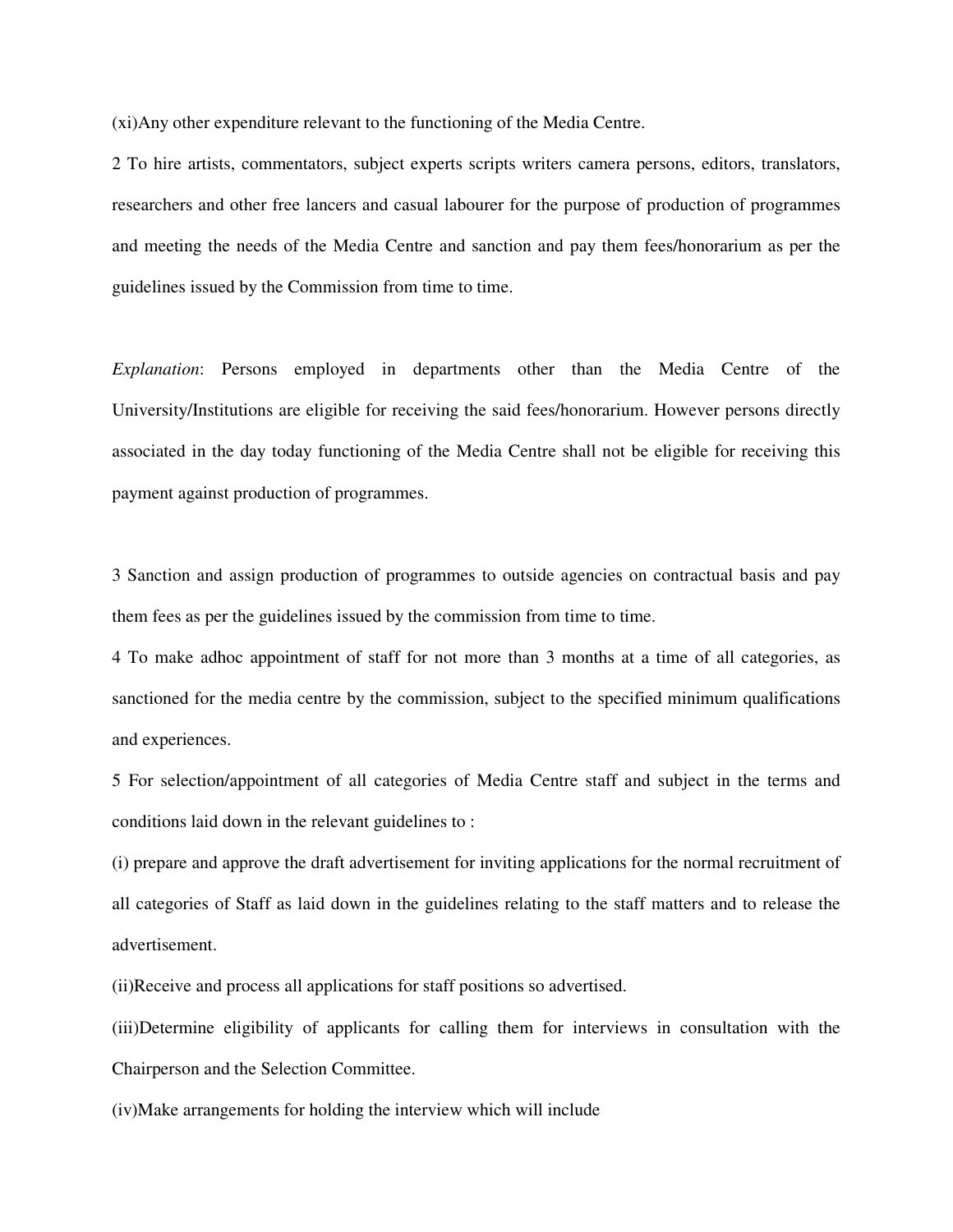(xi)Any other expenditure relevant to the functioning of the Media Centre.

2 To hire artists, commentators, subject experts scripts writers camera persons, editors, translators, researchers and other free lancers and casual labourer for the purpose of production of programmes and meeting the needs of the Media Centre and sanction and pay them fees/honorarium as per the guidelines issued by the Commission from time to time.

*Explanation*: Persons employed in departments other than the Media Centre of the University/Institutions are eligible for receiving the said fees/honorarium. However persons directly associated in the day today functioning of the Media Centre shall not be eligible for receiving this payment against production of programmes.

3 Sanction and assign production of programmes to outside agencies on contractual basis and pay them fees as per the guidelines issued by the commission from time to time.

4 To make adhoc appointment of staff for not more than 3 months at a time of all categories, as sanctioned for the media centre by the commission, subject to the specified minimum qualifications and experiences.

5 For selection/appointment of all categories of Media Centre staff and subject in the terms and conditions laid down in the relevant guidelines to :

(i) prepare and approve the draft advertisement for inviting applications for the normal recruitment of all categories of Staff as laid down in the guidelines relating to the staff matters and to release the advertisement.

(ii)Receive and process all applications for staff positions so advertised.

(iii)Determine eligibility of applicants for calling them for interviews in consultation with the Chairperson and the Selection Committee.

(iv)Make arrangements for holding the interview which will include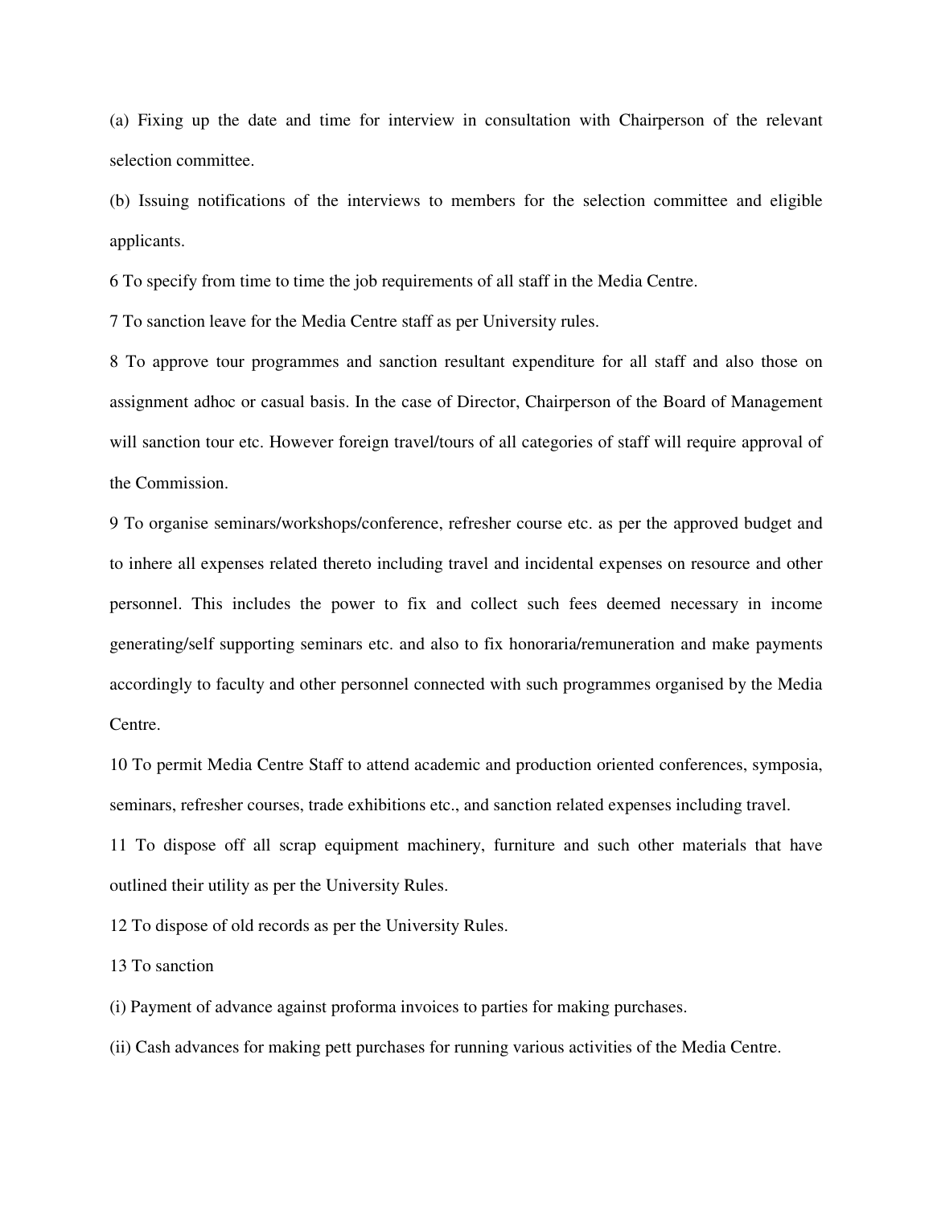(a) Fixing up the date and time for interview in consultation with Chairperson of the relevant selection committee.

(b) Issuing notifications of the interviews to members for the selection committee and eligible applicants.

6 To specify from time to time the job requirements of all staff in the Media Centre.

7 To sanction leave for the Media Centre staff as per University rules.

8 To approve tour programmes and sanction resultant expenditure for all staff and also those on assignment adhoc or casual basis. In the case of Director, Chairperson of the Board of Management will sanction tour etc. However foreign travel/tours of all categories of staff will require approval of the Commission.

9 To organise seminars/workshops/conference, refresher course etc. as per the approved budget and to inhere all expenses related thereto including travel and incidental expenses on resource and other personnel. This includes the power to fix and collect such fees deemed necessary in income generating/self supporting seminars etc. and also to fix honoraria/remuneration and make payments accordingly to faculty and other personnel connected with such programmes organised by the Media Centre.

10 To permit Media Centre Staff to attend academic and production oriented conferences, symposia, seminars, refresher courses, trade exhibitions etc., and sanction related expenses including travel.

11 To dispose off all scrap equipment machinery, furniture and such other materials that have outlined their utility as per the University Rules.

12 To dispose of old records as per the University Rules.

13 To sanction

(i) Payment of advance against proforma invoices to parties for making purchases.

(ii) Cash advances for making pett purchases for running various activities of the Media Centre.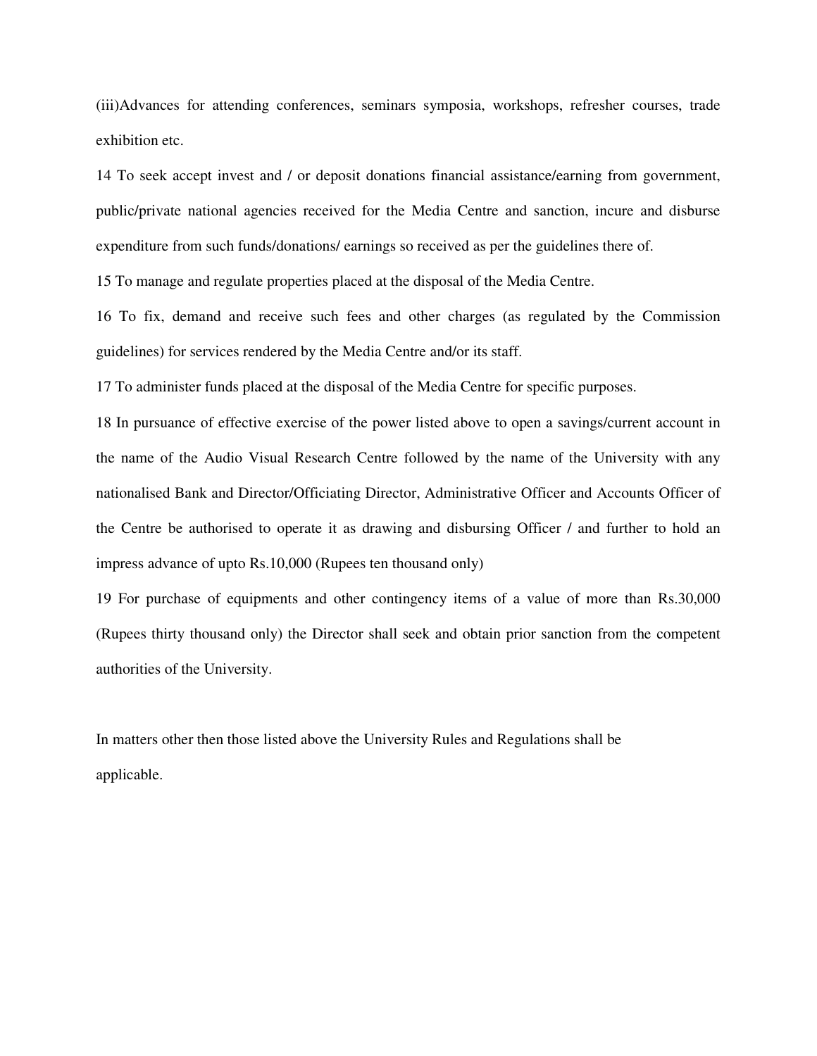(iii)Advances for attending conferences, seminars symposia, workshops, refresher courses, trade exhibition etc.

14 To seek accept invest and / or deposit donations financial assistance/earning from government, public/private national agencies received for the Media Centre and sanction, incure and disburse expenditure from such funds/donations/ earnings so received as per the guidelines there of.

15 To manage and regulate properties placed at the disposal of the Media Centre.

16 To fix, demand and receive such fees and other charges (as regulated by the Commission guidelines) for services rendered by the Media Centre and/or its staff.

17 To administer funds placed at the disposal of the Media Centre for specific purposes.

18 In pursuance of effective exercise of the power listed above to open a savings/current account in the name of the Audio Visual Research Centre followed by the name of the University with any nationalised Bank and Director/Officiating Director, Administrative Officer and Accounts Officer of the Centre be authorised to operate it as drawing and disbursing Officer / and further to hold an impress advance of upto Rs.10,000 (Rupees ten thousand only)

19 For purchase of equipments and other contingency items of a value of more than Rs.30,000 (Rupees thirty thousand only) the Director shall seek and obtain prior sanction from the competent authorities of the University.

In matters other then those listed above the University Rules and Regulations shall be applicable.